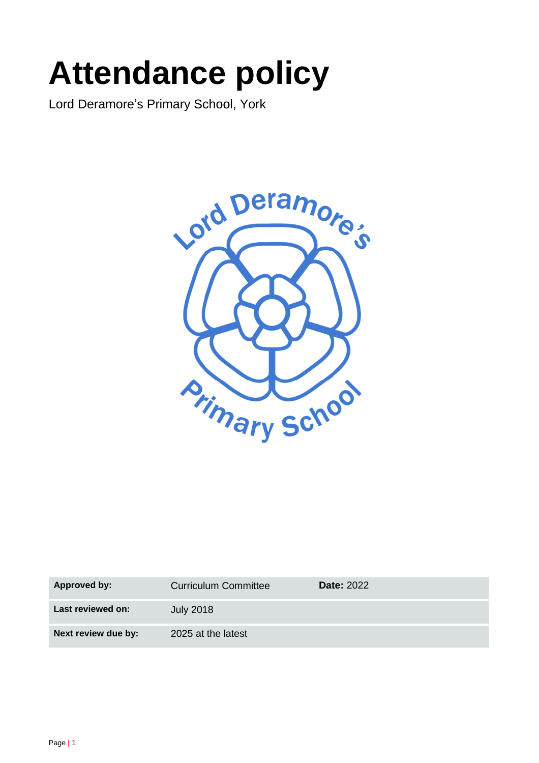# Attendance policy

Lord Deramore's Primary School, York

| Approved by: | Curriculum Committee | **Date:** 2022 |
|---|---|---|
| **Last reviewed on:** | July 2018 | |
| **Next review due by:** | 2025 at the latest | |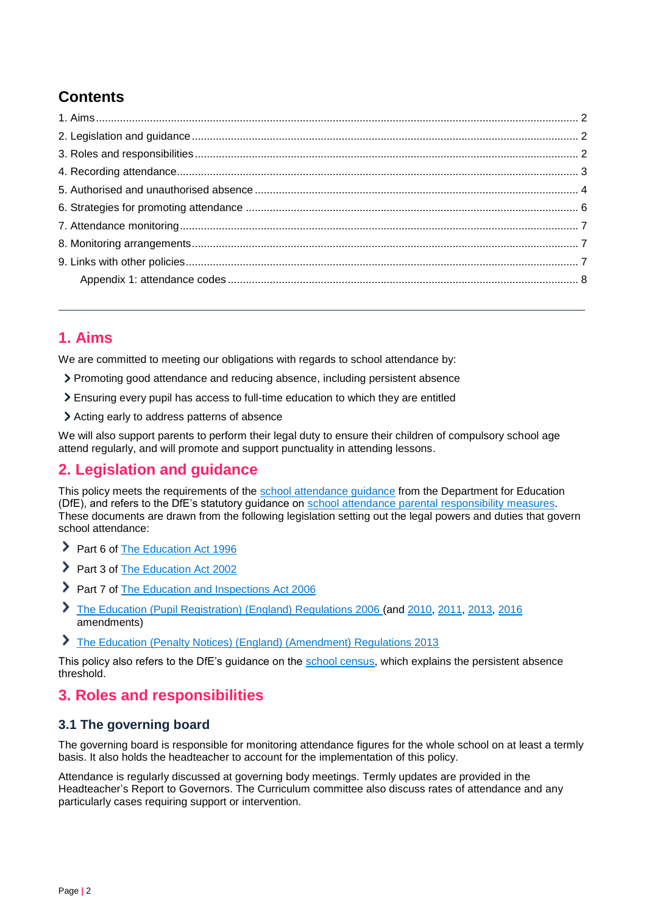## Contents

1. Aims ........................................................................................................................................... 2
2. Legislation and guidance ........................................................................................................... 2
3. Roles and responsibilities ........................................................................................................... 2
4. Recording attendance ................................................................................................................. 3
5. Authorised and unauthorised absence ........................................................................................ 4
6. Strategies for promoting attendance .......................................................................................... 6
7. Attendance monitoring ................................................................................................................ 7
8. Monitoring arrangements ............................................................................................................ 7
9. Links with other policies .............................................................................................................. 7
    Appendix 1: attendance codes ..................................................................................................... 8

---

## 1. Aims

We are committed to meeting our obligations with regards to school attendance by:

- Promoting good attendance and reducing absence, including persistent absence
- Ensuring every pupil has access to full-time education to which they are entitled
- Acting early to address patterns of absence

We will also support parents to perform their legal duty to ensure their children of compulsory school age attend regularly, and will promote and support punctuality in attending lessons.

## 2. Legislation and guidance

This policy meets the requirements of the school attendance guidance from the Department for Education (DfE), and refers to the DfE's statutory guidance on school attendance parental responsibility measures. These documents are drawn from the following legislation setting out the legal powers and duties that govern school attendance:

- Part 6 of The Education Act 1996
- Part 3 of The Education Act 2002
- Part 7 of The Education and Inspections Act 2006
- The Education (Pupil Registration) (England) Regulations 2006 (and 2010, 2011, 2013, 2016 amendments)
- The Education (Penalty Notices) (England) (Amendment) Regulations 2013

This policy also refers to the DfE's guidance on the school census, which explains the persistent absence threshold.

## 3. Roles and responsibilities

### 3.1 The governing board

The governing board is responsible for monitoring attendance figures for the whole school on at least a termly basis. It also holds the headteacher to account for the implementation of this policy.

Attendance is regularly discussed at governing body meetings. Termly updates are provided in the Headteacher's Report to Governors. The Curriculum committee also discuss rates of attendance and any particularly cases requiring support or intervention.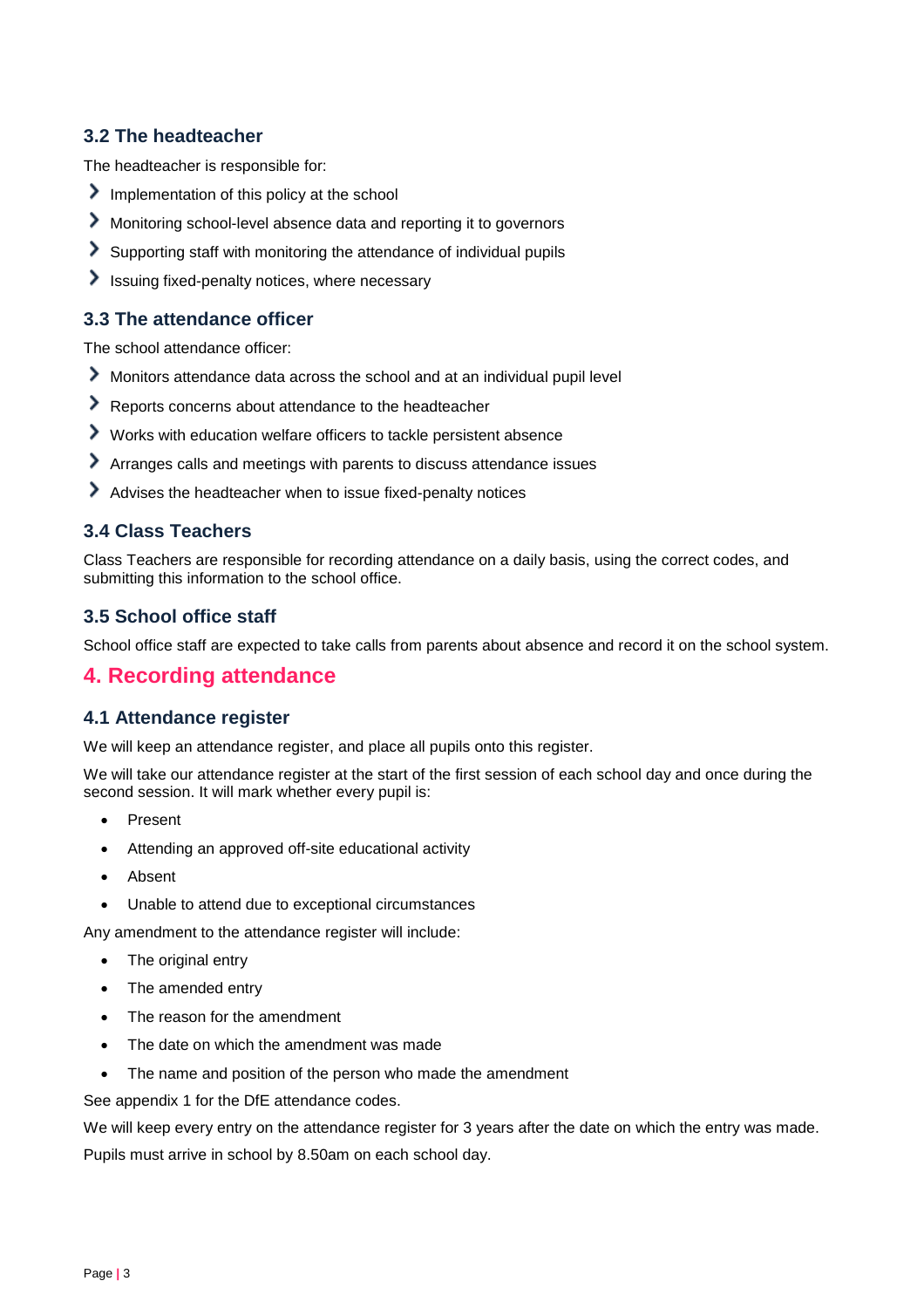### 3.2 The headteacher

The headteacher is responsible for:

- Implementation of this policy at the school
- Monitoring school-level absence data and reporting it to governors
- Supporting staff with monitoring the attendance of individual pupils
- Issuing fixed-penalty notices, where necessary

### 3.3 The attendance officer

The school attendance officer:

- Monitors attendance data across the school and at an individual pupil level
- Reports concerns about attendance to the headteacher
- Works with education welfare officers to tackle persistent absence
- Arranges calls and meetings with parents to discuss attendance issues
- Advises the headteacher when to issue fixed-penalty notices

### 3.4 Class Teachers

Class Teachers are responsible for recording attendance on a daily basis, using the correct codes, and submitting this information to the school office.

### 3.5 School office staff

School office staff are expected to take calls from parents about absence and record it on the school system.

## 4. Recording attendance

### 4.1 Attendance register

We will keep an attendance register, and place all pupils onto this register.

We will take our attendance register at the start of the first session of each school day and once during the second session. It will mark whether every pupil is:

- Present
- Attending an approved off-site educational activity
- Absent
- Unable to attend due to exceptional circumstances

Any amendment to the attendance register will include:

- The original entry
- The amended entry
- The reason for the amendment
- The date on which the amendment was made
- The name and position of the person who made the amendment

See appendix 1 for the DfE attendance codes.

We will keep every entry on the attendance register for 3 years after the date on which the entry was made.

Pupils must arrive in school by 8.50am on each school day.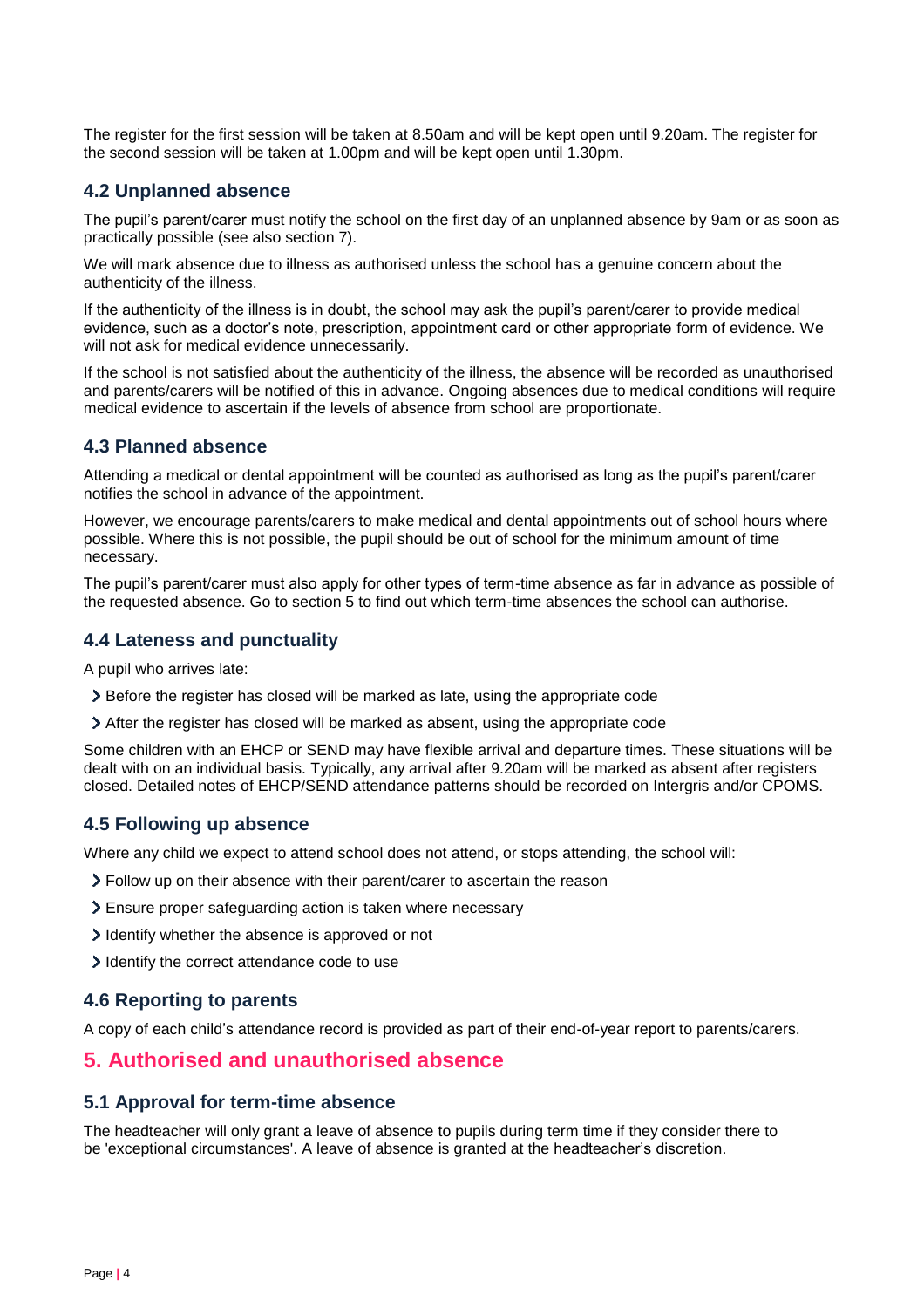The register for the first session will be taken at 8.50am and will be kept open until 9.20am. The register for the second session will be taken at 1.00pm and will be kept open until 1.30pm.

### 4.2 Unplanned absence

The pupil's parent/carer must notify the school on the first day of an unplanned absence by 9am or as soon as practically possible (see also section 7).

We will mark absence due to illness as authorised unless the school has a genuine concern about the authenticity of the illness.

If the authenticity of the illness is in doubt, the school may ask the pupil's parent/carer to provide medical evidence, such as a doctor's note, prescription, appointment card or other appropriate form of evidence. We will not ask for medical evidence unnecessarily.

If the school is not satisfied about the authenticity of the illness, the absence will be recorded as unauthorised and parents/carers will be notified of this in advance. Ongoing absences due to medical conditions will require medical evidence to ascertain if the levels of absence from school are proportionate.

### 4.3 Planned absence

Attending a medical or dental appointment will be counted as authorised as long as the pupil's parent/carer notifies the school in advance of the appointment.

However, we encourage parents/carers to make medical and dental appointments out of school hours where possible. Where this is not possible, the pupil should be out of school for the minimum amount of time necessary.

The pupil's parent/carer must also apply for other types of term-time absence as far in advance as possible of the requested absence. Go to section 5 to find out which term-time absences the school can authorise.

### 4.4 Lateness and punctuality

A pupil who arrives late:

- Before the register has closed will be marked as late, using the appropriate code
- After the register has closed will be marked as absent, using the appropriate code

Some children with an EHCP or SEND may have flexible arrival and departure times. These situations will be dealt with on an individual basis. Typically, any arrival after 9.20am will be marked as absent after registers closed. Detailed notes of EHCP/SEND attendance patterns should be recorded on Intergris and/or CPOMS.

### 4.5 Following up absence

Where any child we expect to attend school does not attend, or stops attending, the school will:

- Follow up on their absence with their parent/carer to ascertain the reason
- Ensure proper safeguarding action is taken where necessary
- Identify whether the absence is approved or not
- Identify the correct attendance code to use

### 4.6 Reporting to parents

A copy of each child's attendance record is provided as part of their end-of-year report to parents/carers.

## 5. Authorised and unauthorised absence

### 5.1 Approval for term-time absence

The headteacher will only grant a leave of absence to pupils during term time if they consider there to be 'exceptional circumstances'. A leave of absence is granted at the headteacher's discretion.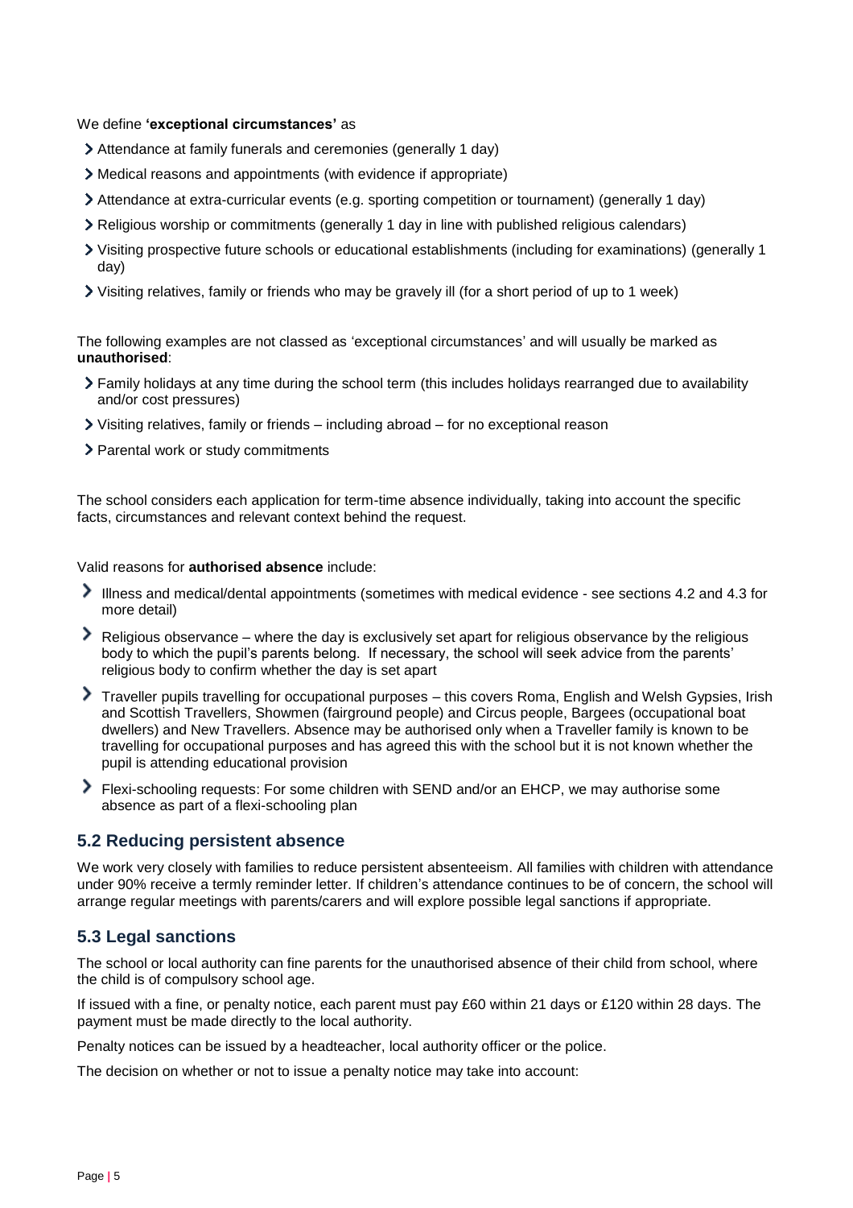We define **'exceptional circumstances'** as

- Attendance at family funerals and ceremonies (generally 1 day)
- Medical reasons and appointments (with evidence if appropriate)
- Attendance at extra-curricular events (e.g. sporting competition or tournament) (generally 1 day)
- Religious worship or commitments (generally 1 day in line with published religious calendars)
- Visiting prospective future schools or educational establishments (including for examinations) (generally 1 day)
- Visiting relatives, family or friends who may be gravely ill (for a short period of up to 1 week)

The following examples are not classed as 'exceptional circumstances' and will usually be marked as **unauthorised**:

- Family holidays at any time during the school term (this includes holidays rearranged due to availability and/or cost pressures)
- Visiting relatives, family or friends – including abroad – for no exceptional reason
- Parental work or study commitments

The school considers each application for term-time absence individually, taking into account the specific facts, circumstances and relevant context behind the request.

Valid reasons for **authorised absence** include:

- Illness and medical/dental appointments (sometimes with medical evidence - see sections 4.2 and 4.3 for more detail)
- Religious observance – where the day is exclusively set apart for religious observance by the religious body to which the pupil's parents belong. If necessary, the school will seek advice from the parents' religious body to confirm whether the day is set apart
- Traveller pupils travelling for occupational purposes – this covers Roma, English and Welsh Gypsies, Irish and Scottish Travellers, Showmen (fairground people) and Circus people, Bargees (occupational boat dwellers) and New Travellers. Absence may be authorised only when a Traveller family is known to be travelling for occupational purposes and has agreed this with the school but it is not known whether the pupil is attending educational provision
- Flexi-schooling requests: For some children with SEND and/or an EHCP, we may authorise some absence as part of a flexi-schooling plan

## 5.2 Reducing persistent absence

We work very closely with families to reduce persistent absenteeism. All families with children with attendance under 90% receive a termly reminder letter. If children's attendance continues to be of concern, the school will arrange regular meetings with parents/carers and will explore possible legal sanctions if appropriate.

## 5.3 Legal sanctions

The school or local authority can fine parents for the unauthorised absence of their child from school, where the child is of compulsory school age.

If issued with a fine, or penalty notice, each parent must pay £60 within 21 days or £120 within 28 days. The payment must be made directly to the local authority.

Penalty notices can be issued by a headteacher, local authority officer or the police.

The decision on whether or not to issue a penalty notice may take into account: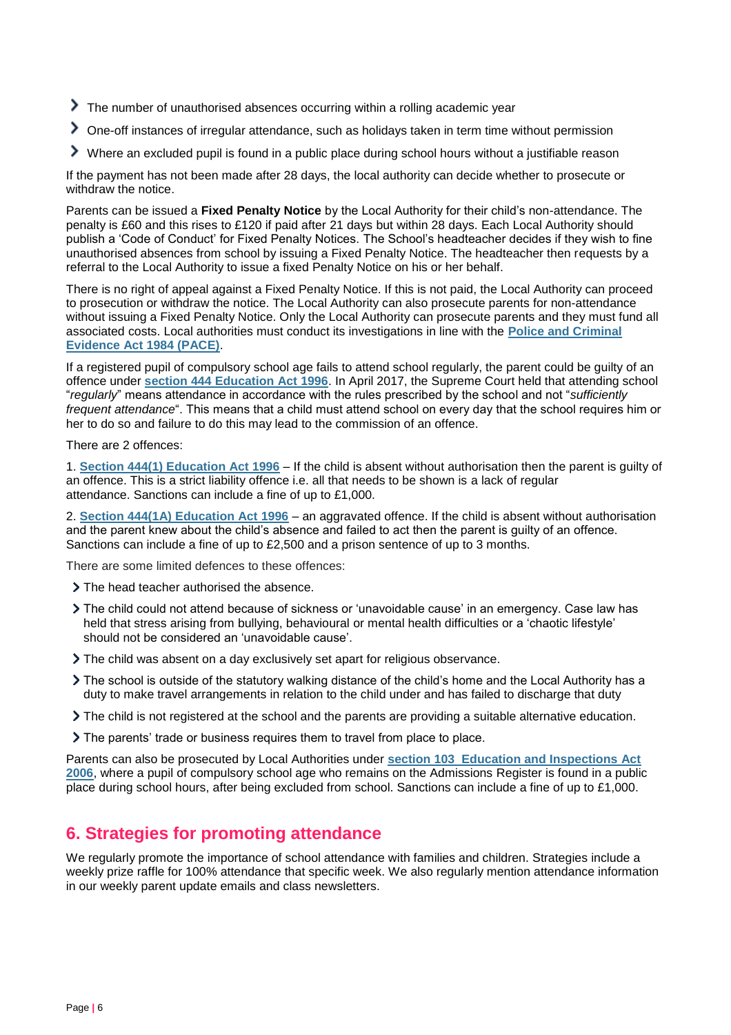- The number of unauthorised absences occurring within a rolling academic year
- One-off instances of irregular attendance, such as holidays taken in term time without permission
- Where an excluded pupil is found in a public place during school hours without a justifiable reason

If the payment has not been made after 28 days, the local authority can decide whether to prosecute or withdraw the notice.

Parents can be issued a **Fixed Penalty Notice** by the Local Authority for their child's non-attendance. The penalty is £60 and this rises to £120 if paid after 21 days but within 28 days. Each Local Authority should publish a 'Code of Conduct' for Fixed Penalty Notices. The School's headteacher decides if they wish to fine unauthorised absences from school by issuing a Fixed Penalty Notice. The headteacher then requests by a referral to the Local Authority to issue a fixed Penalty Notice on his or her behalf.

There is no right of appeal against a Fixed Penalty Notice. If this is not paid, the Local Authority can proceed to prosecution or withdraw the notice. The Local Authority can also prosecute parents for non-attendance without issuing a Fixed Penalty Notice. Only the Local Authority can prosecute parents and they must fund all associated costs. Local authorities must conduct its investigations in line with the **Police and Criminal Evidence Act 1984 (PACE)**.

If a registered pupil of compulsory school age fails to attend school regularly, the parent could be guilty of an offence under **section 444 Education Act 1996**. In April 2017, the Supreme Court held that attending school "*regularly*" means attendance in accordance with the rules prescribed by the school and not "*sufficiently frequent attendance*". This means that a child must attend school on every day that the school requires him or her to do so and failure to do this may lead to the commission of an offence.

There are 2 offences:

1. **Section 444(1) Education Act 1996** – If the child is absent without authorisation then the parent is guilty of an offence. This is a strict liability offence i.e. all that needs to be shown is a lack of regular attendance. Sanctions can include a fine of up to £1,000.

2. **Section 444(1A) Education Act 1996** – an aggravated offence. If the child is absent without authorisation and the parent knew about the child's absence and failed to act then the parent is guilty of an offence. Sanctions can include a fine of up to £2,500 and a prison sentence of up to 3 months.

There are some limited defences to these offences:

- The head teacher authorised the absence.
- The child could not attend because of sickness or 'unavoidable cause' in an emergency. Case law has held that stress arising from bullying, behavioural or mental health difficulties or a 'chaotic lifestyle' should not be considered an 'unavoidable cause'.
- The child was absent on a day exclusively set apart for religious observance.
- The school is outside of the statutory walking distance of the child's home and the Local Authority has a duty to make travel arrangements in relation to the child under and has failed to discharge that duty
- The child is not registered at the school and the parents are providing a suitable alternative education.
- The parents' trade or business requires them to travel from place to place.

Parents can also be prosecuted by Local Authorities under **section 103 Education and Inspections Act 2006**, where a pupil of compulsory school age who remains on the Admissions Register is found in a public place during school hours, after being excluded from school. Sanctions can include a fine of up to £1,000.

## 6. Strategies for promoting attendance

We regularly promote the importance of school attendance with families and children. Strategies include a weekly prize raffle for 100% attendance that specific week. We also regularly mention attendance information in our weekly parent update emails and class newsletters.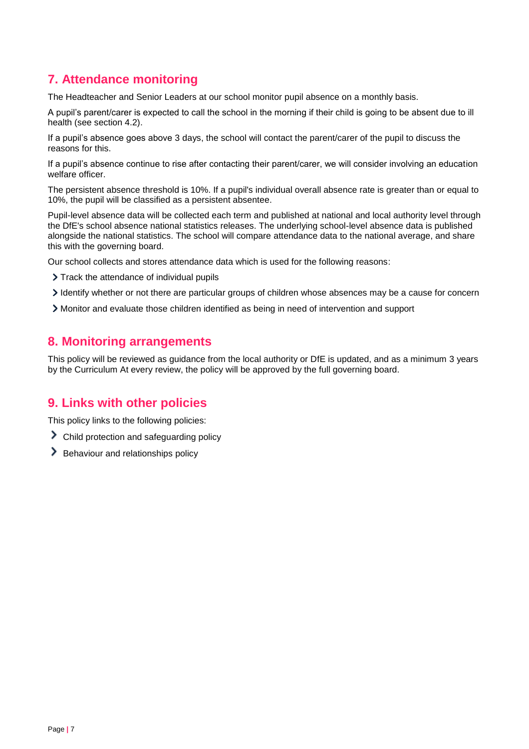## 7. Attendance monitoring

The Headteacher and Senior Leaders at our school monitor pupil absence on a monthly basis.

A pupil's parent/carer is expected to call the school in the morning if their child is going to be absent due to ill health (see section 4.2).

If a pupil's absence goes above 3 days, the school will contact the parent/carer of the pupil to discuss the reasons for this.

If a pupil's absence continue to rise after contacting their parent/carer, we will consider involving an education welfare officer.

The persistent absence threshold is 10%. If a pupil's individual overall absence rate is greater than or equal to 10%, the pupil will be classified as a persistent absentee.

Pupil-level absence data will be collected each term and published at national and local authority level through the DfE's school absence national statistics releases. The underlying school-level absence data is published alongside the national statistics. The school will compare attendance data to the national average, and share this with the governing board.

Our school collects and stores attendance data which is used for the following reasons:

- Track the attendance of individual pupils
- Identify whether or not there are particular groups of children whose absences may be a cause for concern
- Monitor and evaluate those children identified as being in need of intervention and support

## 8. Monitoring arrangements

This policy will be reviewed as guidance from the local authority or DfE is updated, and as a minimum 3 years by the Curriculum At every review, the policy will be approved by the full governing board.

## 9. Links with other policies

This policy links to the following policies:

- Child protection and safeguarding policy
- Behaviour and relationships policy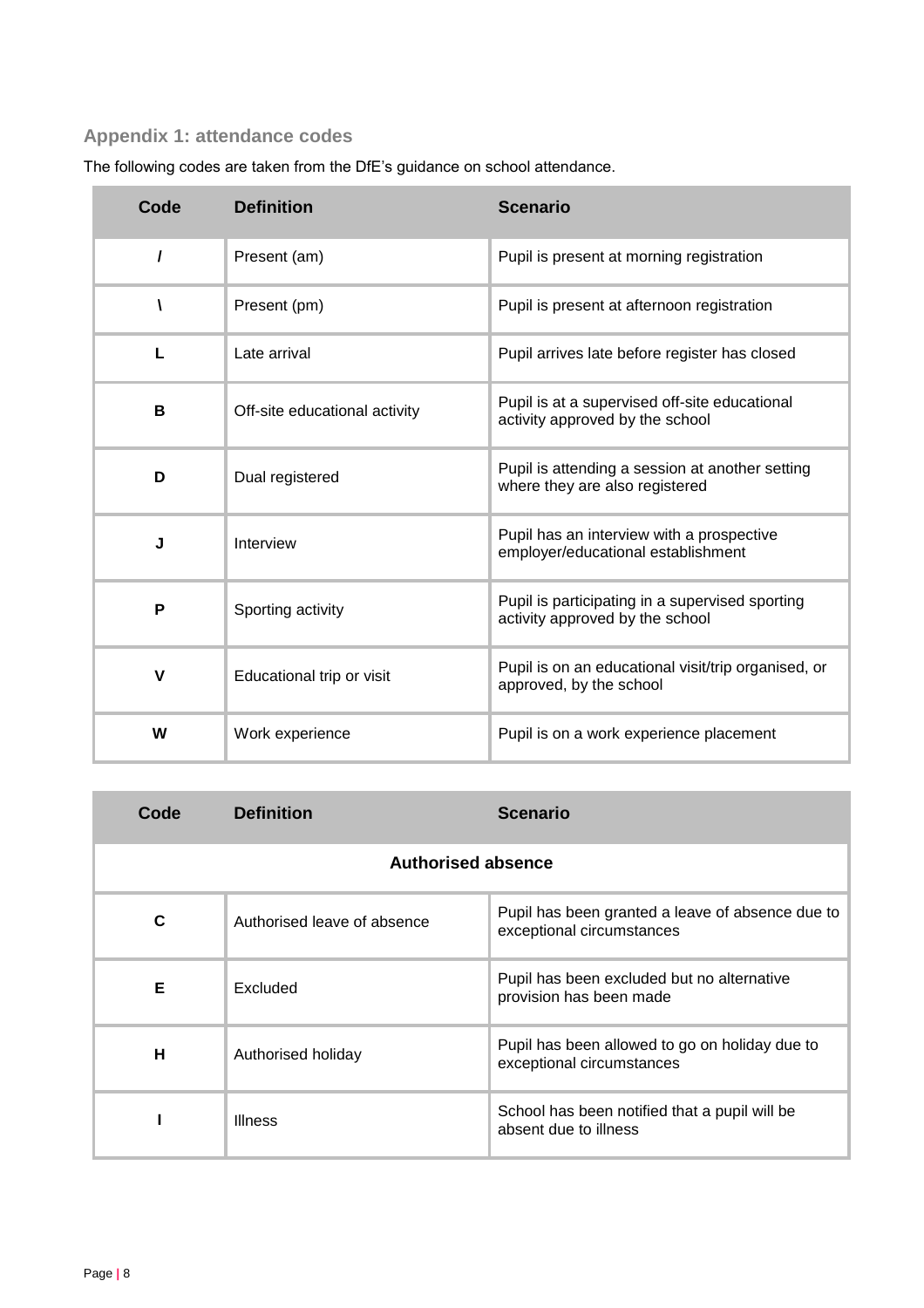## Appendix 1: attendance codes

The following codes are taken from the DfE's guidance on school attendance.

| Code | Definition | Scenario |
|---|---|---|
| / | Present (am) | Pupil is present at morning registration |
| \ | Present (pm) | Pupil is present at afternoon registration |
| L | Late arrival | Pupil arrives late before register has closed |
| B | Off-site educational activity | Pupil is at a supervised off-site educational activity approved by the school |
| D | Dual registered | Pupil is attending a session at another setting where they are also registered |
| J | Interview | Pupil has an interview with a prospective employer/educational establishment |
| P | Sporting activity | Pupil is participating in a supervised sporting activity approved by the school |
| V | Educational trip or visit | Pupil is on an educational visit/trip organised, or approved, by the school |
| W | Work experience | Pupil is on a work experience placement |

| Code | Definition | Scenario |
|---|---|---|
| **Authorised absence** | | |
| C | Authorised leave of absence | Pupil has been granted a leave of absence due to exceptional circumstances |
| E | Excluded | Pupil has been excluded but no alternative provision has been made |
| H | Authorised holiday | Pupil has been allowed to go on holiday due to exceptional circumstances |
| I | Illness | School has been notified that a pupil will be absent due to illness |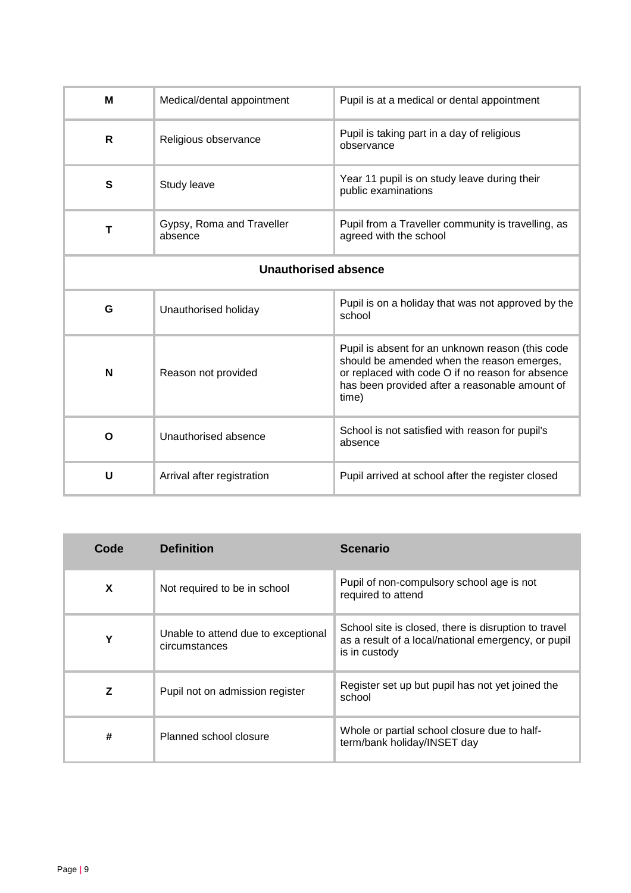| | | |
|---|---|---|
| **M** | Medical/dental appointment | Pupil is at a medical or dental appointment |
| **R** | Religious observance | Pupil is taking part in a day of religious observance |
| **S** | Study leave | Year 11 pupil is on study leave during their public examinations |
| **T** | Gypsy, Roma and Traveller absence | Pupil from a Traveller community is travelling, as agreed with the school |
| **Unauthorised absence** | | |
| **G** | Unauthorised holiday | Pupil is on a holiday that was not approved by the school |
| **N** | Reason not provided | Pupil is absent for an unknown reason (this code should be amended when the reason emerges, or replaced with code O if no reason for absence has been provided after a reasonable amount of time) |
| **O** | Unauthorised absence | School is not satisfied with reason for pupil's absence |
| **U** | Arrival after registration | Pupil arrived at school after the register closed |

| Code | Definition | Scenario |
|---|---|---|
| **X** | Not required to be in school | Pupil of non-compulsory school age is not required to attend |
| **Y** | Unable to attend due to exceptional circumstances | School site is closed, there is disruption to travel as a result of a local/national emergency, or pupil is in custody |
| **Z** | Pupil not on admission register | Register set up but pupil has not yet joined the school |
| **#** | Planned school closure | Whole or partial school closure due to half-term/bank holiday/INSET day |